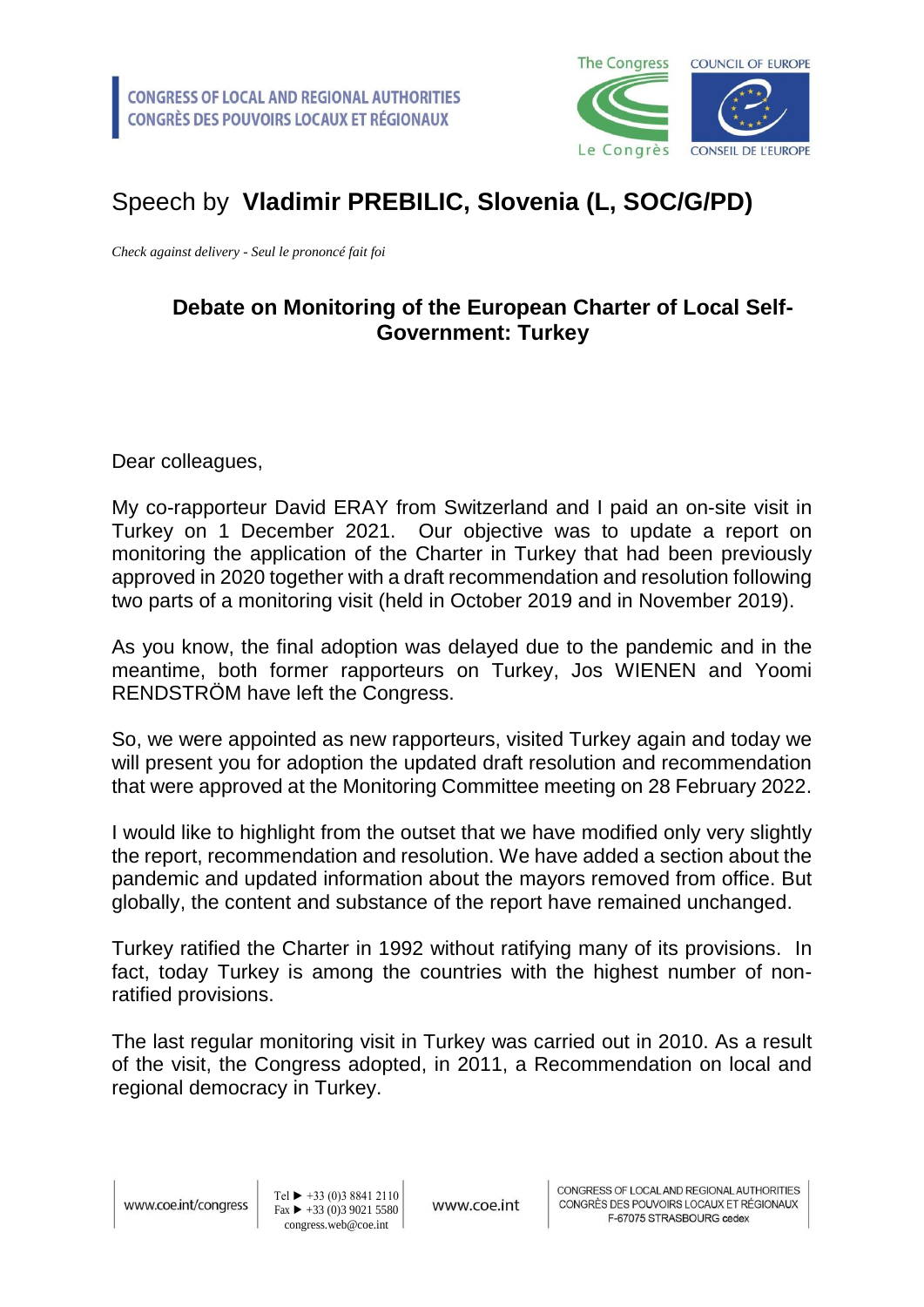CONGRESS OF LOCAL AND REGIONAL AUTHORITIES
CONGRÈS DES POUVOIRS LOCAUX ET RÉGIONAUX

# Speech by **Vladimir PREBILIC, Slovenia (L, SOC/G/PD)**

*Check against delivery - Seul le prononcé fait foi*

## Debate on Monitoring of the European Charter of Local Self-Government: Turkey

Dear colleagues,

My co-rapporteur David ERAY from Switzerland and I paid an on-site visit in Turkey on 1 December 2021. Our objective was to update a report on monitoring the application of the Charter in Turkey that had been previously approved in 2020 together with a draft recommendation and resolution following two parts of a monitoring visit (held in October 2019 and in November 2019).

As you know, the final adoption was delayed due to the pandemic and in the meantime, both former rapporteurs on Turkey, Jos WIENEN and Yoomi RENDSTRÖM have left the Congress.

So, we were appointed as new rapporteurs, visited Turkey again and today we will present you for adoption the updated draft resolution and recommendation that were approved at the Monitoring Committee meeting on 28 February 2022.

I would like to highlight from the outset that we have modified only very slightly the report, recommendation and resolution. We have added a section about the pandemic and updated information about the mayors removed from office. But globally, the content and substance of the report have remained unchanged.

Turkey ratified the Charter in 1992 without ratifying many of its provisions. In fact, today Turkey is among the countries with the highest number of non-ratified provisions.

The last regular monitoring visit in Turkey was carried out in 2010. As a result of the visit, the Congress adopted, in 2011, a Recommendation on local and regional democracy in Turkey.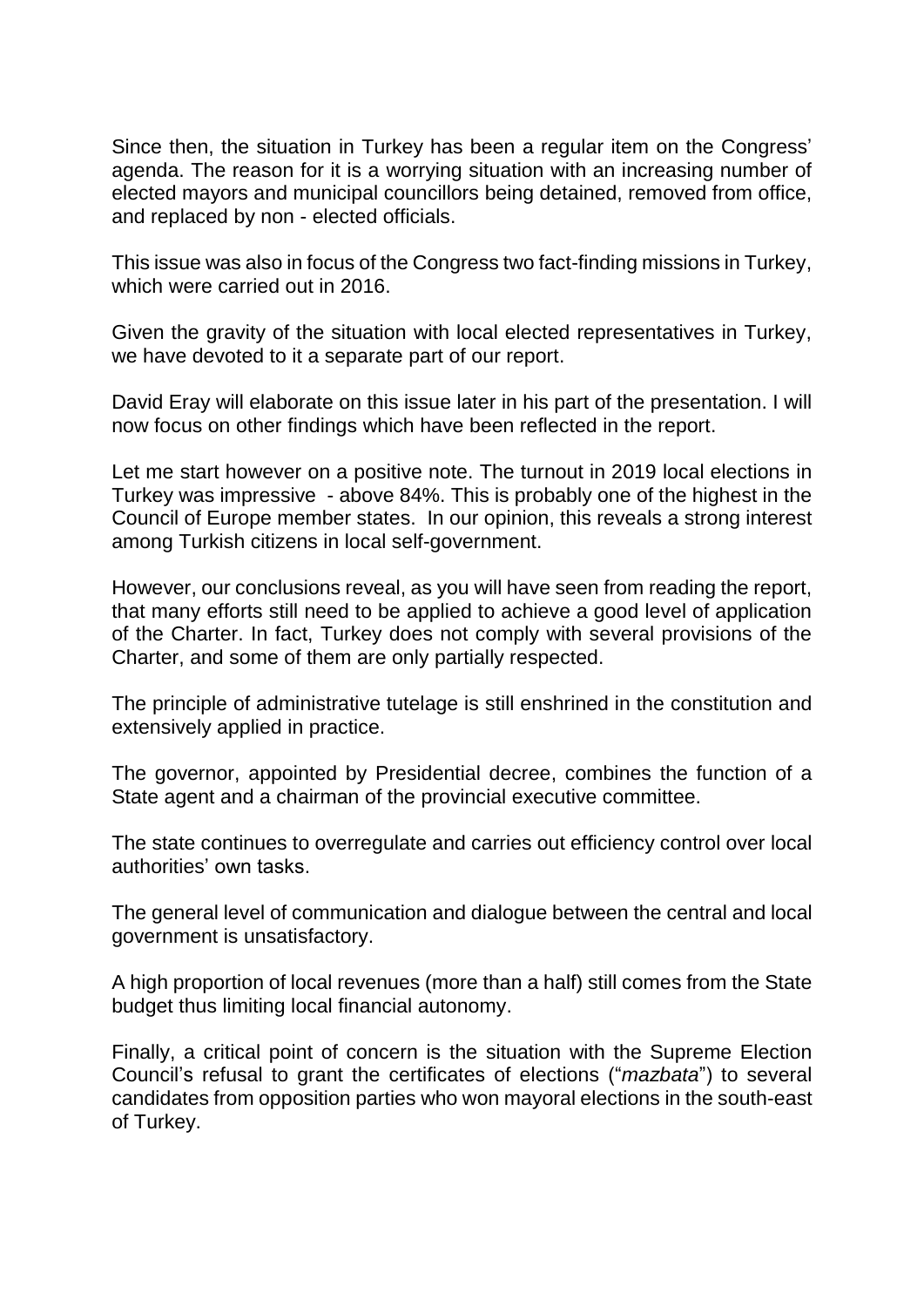Since then, the situation in Turkey has been a regular item on the Congress' agenda. The reason for it is a worrying situation with an increasing number of elected mayors and municipal councillors being detained, removed from office, and replaced by non - elected officials.

This issue was also in focus of the Congress two fact-finding missions in Turkey, which were carried out in 2016.

Given the gravity of the situation with local elected representatives in Turkey, we have devoted to it a separate part of our report.

David Eray will elaborate on this issue later in his part of the presentation. I will now focus on other findings which have been reflected in the report.

Let me start however on a positive note. The turnout in 2019 local elections in Turkey was impressive - above 84%. This is probably one of the highest in the Council of Europe member states. In our opinion, this reveals a strong interest among Turkish citizens in local self-government.

However, our conclusions reveal, as you will have seen from reading the report, that many efforts still need to be applied to achieve a good level of application of the Charter. In fact, Turkey does not comply with several provisions of the Charter, and some of them are only partially respected.

The principle of administrative tutelage is still enshrined in the constitution and extensively applied in practice.

The governor, appointed by Presidential decree, combines the function of a State agent and a chairman of the provincial executive committee.

The state continues to overregulate and carries out efficiency control over local authorities' own tasks.

The general level of communication and dialogue between the central and local government is unsatisfactory.

A high proportion of local revenues (more than a half) still comes from the State budget thus limiting local financial autonomy.

Finally, a critical point of concern is the situation with the Supreme Election Council's refusal to grant the certificates of elections ("*mazbata*") to several candidates from opposition parties who won mayoral elections in the south-east of Turkey.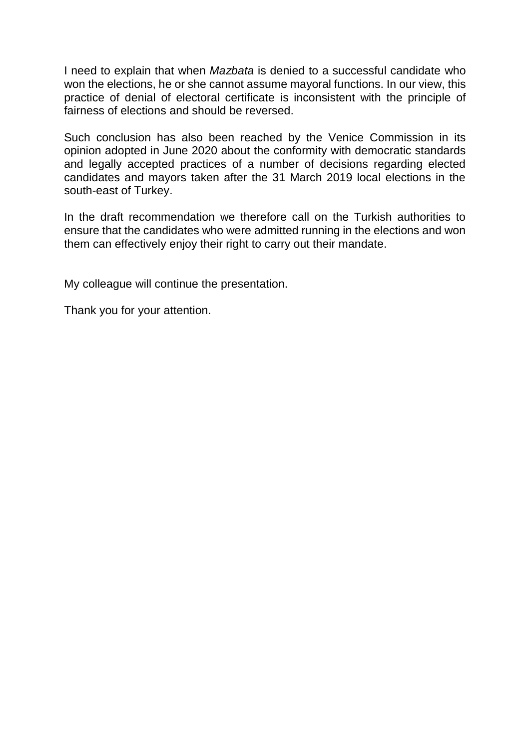I need to explain that when *Mazbata* is denied to a successful candidate who won the elections, he or she cannot assume mayoral functions. In our view, this practice of denial of electoral certificate is inconsistent with the principle of fairness of elections and should be reversed.

Such conclusion has also been reached by the Venice Commission in its opinion adopted in June 2020 about the conformity with democratic standards and legally accepted practices of a number of decisions regarding elected candidates and mayors taken after the 31 March 2019 local elections in the south-east of Turkey.

In the draft recommendation we therefore call on the Turkish authorities to ensure that the candidates who were admitted running in the elections and won them can effectively enjoy their right to carry out their mandate.

My colleague will continue the presentation.

Thank you for your attention.